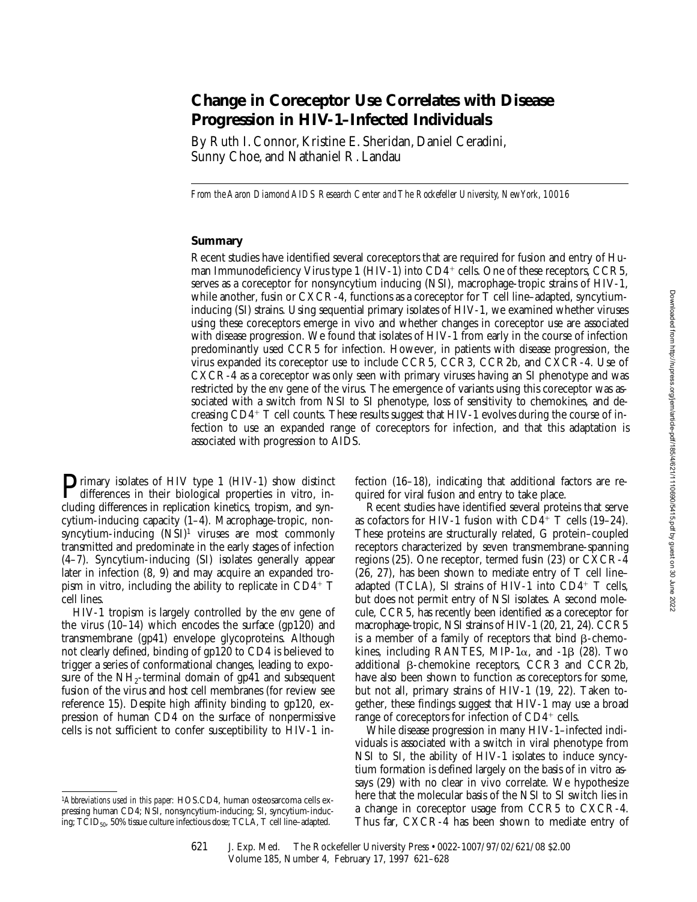# Change in Coreceptor Use Correlates with Disease Progression in HIV-1–Infected Individuals

By Ruth I. Connor, Kristine E. Sheridan, Daniel Ceradini, Sunny Choe, and Nathaniel R. Landau

*From the Aaron Diamond AIDS Research Center and The Rockefeller University, New York, 10016*

## Summary

Recent studies have identified several coreceptors that are required for fusion and entry of Human Immunodeficiency Virus type 1 (HIV-1) into $CD4^+$ cells. One of these receptors, CCR5, serves as a coreceptor for nonsyncytium inducing (NSI), macrophage-tropic strains of HIV-1, while another, fusin or CXCR-4, functions as a coreceptor for T cell line–adapted, syncytium-inducing (SI) strains. Using sequential primary isolates of HIV-1, we examined whether viruses using these coreceptors emerge in vivo and whether changes in coreceptor use are associated with disease progression. We found that isolates of HIV-1 from early in the course of infection predominantly used CCR5 for infection. However, in patients with disease progression, the virus expanded its coreceptor use to include CCR5, CCR3, CCR2b, and CXCR-4. Use of CXCR-4 as a coreceptor was only seen with primary viruses having an SI phenotype and was restricted by the *env* gene of the virus. The emergence of variants using this coreceptor was associated with a switch from NSI to SI phenotype, loss of sensitivity to chemokines, and decreasing $CD4^+$ T cell counts. These results suggest that HIV-1 evolves during the course of infection to use an expanded range of coreceptors for infection, and that this adaptation is associated with progression to AIDS.

Primary isolates of HIV type 1 (HIV-1) show distinct differences in their biological properties in vitro, including differences in replication kinetics, tropism, and syncytium-inducing capacity (1–4). Macrophage-tropic, nonsyncytium-inducing (NSI)[1] viruses are most commonly transmitted and predominate in the early stages of infection (4–7). Syncytium-inducing (SI) isolates generally appear later in infection (8, 9) and may acquire an expanded tropism in vitro, including the ability to replicate in $CD4^+$ T cell lines.

HIV-1 tropism is largely controlled by the *env* gene of the virus (10–14) which encodes the surface (gp120) and transmembrane (gp41) envelope glycoproteins. Although not clearly defined, binding of gp120 to CD4 is believed to trigger a series of conformational changes, leading to exposure of the $NH_2$-terminal domain of gp41 and subsequent fusion of the virus and host cell membranes (for review see reference 15). Despite high affinity binding to gp120, expression of human CD4 on the surface of nonpermissive cells is not sufficient to confer susceptibility to HIV-1 infection (16–18), indicating that additional factors are required for viral fusion and entry to take place.

Recent studies have identified several proteins that serve as cofactors for HIV-1 fusion with $CD4^+$ T cells (19–24). These proteins are structurally related, G protein–coupled receptors characterized by seven transmembrane-spanning regions (25). One receptor, termed fusin (23) or CXCR-4 (26, 27), has been shown to mediate entry of T cell line–adapted (TCLA), SI strains of HIV-1 into $CD4^+$ T cells, but does not permit entry of NSI isolates. A second molecule, CCR5, has recently been identified as a coreceptor for macrophage-tropic, NSI strains of HIV-1 (20, 21, 24). CCR5 is a member of a family of receptors that bind β-chemokines, including RANTES, MIP-1α, and -1β (28). Two additional β-chemokine receptors, CCR3 and CCR2b, have also been shown to function as coreceptors for some, but not all, primary strains of HIV-1 (19, 22). Taken together, these findings suggest that HIV-1 may use a broad range of coreceptors for infection of $CD4^+$ cells.

While disease progression in many HIV-1–infected individuals is associated with a switch in viral phenotype from NSI to SI, the ability of HIV-1 isolates to induce syncytium formation is defined largely on the basis of in vitro assays (29) with no clear in vivo correlate. We hypothesize here that the molecular basis of the NSI to SI switch lies in a change in coreceptor usage from CCR5 to CXCR-4. Thus far, CXCR-4 has been shown to mediate entry of

[1] *Abbreviations used in this paper:* HOS.CD4, human osteosarcoma cells expressing human CD4; NSI, nonsyncytium-inducing; SI, syncytium-inducing; $TCID_{50}$, 50% tissue culture infectious dose; TCLA, T cell line–adapted.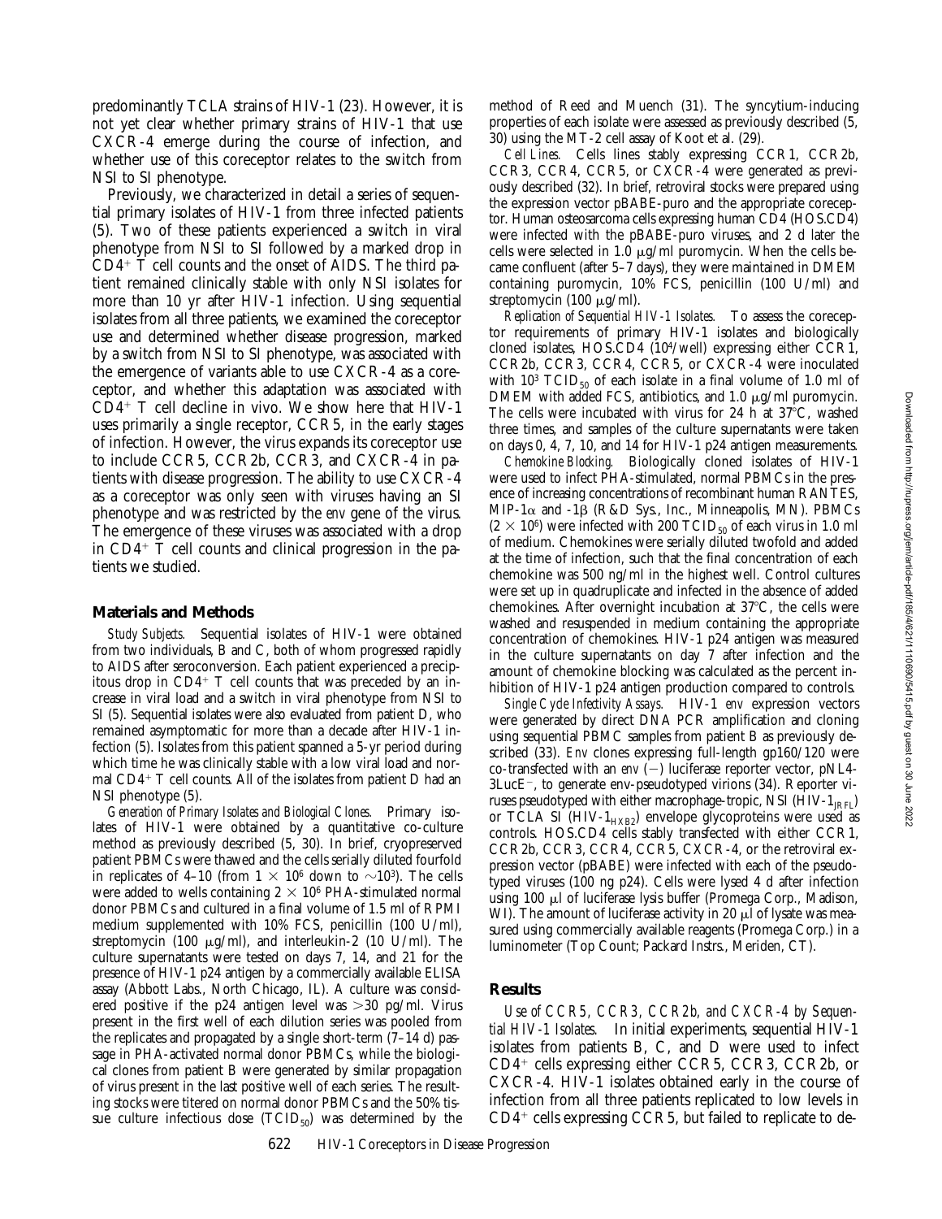predominantly TCLA strains of HIV-1 (23). However, it is not yet clear whether primary strains of HIV-1 that use CXCR-4 emerge during the course of infection, and whether use of this coreceptor relates to the switch from NSI to SI phenotype.

Previously, we characterized in detail a series of sequential primary isolates of HIV-1 from three infected patients (5). Two of these patients experienced a switch in viral phenotype from NSI to SI followed by a marked drop in $CD4^+$ T cell counts and the onset of AIDS. The third patient remained clinically stable with only NSI isolates for more than 10 yr after HIV-1 infection. Using sequential isolates from all three patients, we examined the coreceptor use and determined whether disease progression, marked by a switch from NSI to SI phenotype, was associated with the emergence of variants able to use CXCR-4 as a coreceptor, and whether this adaptation was associated with $CD4^+$ T cell decline in vivo. We show here that HIV-1 uses primarily a single receptor, CCR5, in the early stages of infection. However, the virus expands its coreceptor use to include CCR5, CCR2b, CCR3, and CXCR-4 in patients with disease progression. The ability to use CXCR-4 as a coreceptor was only seen with viruses having an SI phenotype and was restricted by the *env* gene of the virus. The emergence of these viruses was associated with a drop in $CD4^+$ T cell counts and clinical progression in the patients we studied.

## Materials and Methods

*Study Subjects.* Sequential isolates of HIV-1 were obtained from two individuals, B and C, both of whom progressed rapidly to AIDS after seroconversion. Each patient experienced a precipitous drop in $CD4^+$ T cell counts that was preceded by an increase in viral load and a switch in viral phenotype from NSI to SI (5). Sequential isolates were also evaluated from patient D, who remained asymptomatic for more than a decade after HIV-1 infection (5). Isolates from this patient spanned a 5-yr period during which time he was clinically stable with a low viral load and normal $CD4^+$ T cell counts. All of the isolates from patient D had an NSI phenotype (5).

*Generation of Primary Isolates and Biological Clones.* Primary isolates of HIV-1 were obtained by a quantitative co-culture method as previously described (5, 30). In brief, cryopreserved patient PBMCs were thawed and the cells serially diluted fourfold in replicates of 4–10 (from $1 \times 10^6$ down to $\sim 10^3$). The cells were added to wells containing $2 \times 10^6$ PHA-stimulated normal donor PBMCs and cultured in a final volume of 1.5 ml of RPMI medium supplemented with 10% FCS, penicillin (100 U/ml), streptomycin (100 μg/ml), and interleukin-2 (10 U/ml). The culture supernatants were tested on days 7, 14, and 21 for the presence of HIV-1 p24 antigen by a commercially available ELISA assay (Abbott Labs., North Chicago, IL). A culture was considered positive if the p24 antigen level was >30 pg/ml. Virus present in the first well of each dilution series was pooled from the replicates and propagated by a single short-term (7–14 d) passage in PHA-activated normal donor PBMCs, while the biological clones from patient B were generated by similar propagation of virus present in the last positive well of each series. The resulting stocks were titered on normal donor PBMCs and the 50% tissue culture infectious dose ($TCID_{50}$) was determined by the method of Reed and Muench (31). The syncytium-inducing properties of each isolate were assessed as previously described (5, 30) using the MT-2 cell assay of Koot et al. (29).

*Cell Lines.* Cells lines stably expressing CCR1, CCR2b, CCR3, CCR4, CCR5, or CXCR-4 were generated as previously described (32). In brief, retroviral stocks were prepared using the expression vector pBABE-puro and the appropriate coreceptor. Human osteosarcoma cells expressing human CD4 (HOS.CD4) were infected with the pBABE-puro viruses, and 2 d later the cells were selected in 1.0 μg/ml puromycin. When the cells became confluent (after 5–7 days), they were maintained in DMEM containing puromycin, 10% FCS, penicillin (100 U/ml) and streptomycin (100 μg/ml).

*Replication of Sequential HIV-1 Isolates.* To assess the coreceptor requirements of primary HIV-1 isolates and biologically cloned isolates, HOS.CD4 ($10^4$/well) expressing either CCR1, CCR2b, CCR3, CCR4, CCR5, or CXCR-4 were inoculated with $10^3$ $TCID_{50}$ of each isolate in a final volume of 1.0 ml of DMEM with added FCS, antibiotics, and 1.0 μg/ml puromycin. The cells were incubated with virus for 24 h at 37°C, washed three times, and samples of the culture supernatants were taken on days 0, 4, 7, 10, and 14 for HIV-1 p24 antigen measurements.

*Chemokine Blocking.* Biologically cloned isolates of HIV-1 were used to infect PHA-stimulated, normal PBMCs in the presence of increasing concentrations of recombinant human RANTES, MIP-1α and -1β (R&D Sys., Inc., Minneapolis, MN). PBMCs ($2 \times 10^6$) were infected with 200 $TCID_{50}$ of each virus in 1.0 ml of medium. Chemokines were serially diluted twofold and added at the time of infection, such that the final concentration of each chemokine was 500 ng/ml in the highest well. Control cultures were set up in quadruplicate and infected in the absence of added chemokines. After overnight incubation at 37°C, the cells were washed and resuspended in medium containing the appropriate concentration of chemokines. HIV-1 p24 antigen was measured in the culture supernatants on day 7 after infection and the amount of chemokine blocking was calculated as the percent inhibition of HIV-1 p24 antigen production compared to controls.

*Single Cycle Infectivity Assays.* HIV-1 *env* expression vectors were generated by direct DNA PCR amplification and cloning using sequential PBMC samples from patient B as previously described (33). *Env* clones expressing full-length gp160/120 were co-transfected with an *env* (−) luciferase reporter vector, pNL4-3LucE⁻, to generate env-pseudotyped virions (34). Reporter viruses pseudotyped with either macrophage-tropic, NSI (HIV-$1_{JRFL}$) or TCLA SI (HIV-$1_{HXB2}$) envelope glycoproteins were used as controls. HOS.CD4 cells stably transfected with either CCR1, CCR2b, CCR3, CCR4, CCR5, CXCR-4, or the retroviral expression vector (pBABE) were infected with each of the pseudotyped viruses (100 ng p24). Cells were lysed 4 d after infection using 100 μl of luciferase lysis buffer (Promega Corp., Madison, WI). The amount of luciferase activity in 20 μl of lysate was measured using commercially available reagents (Promega Corp.) in a luminometer (Top Count; Packard Instrs., Meriden, CT).

## Results

*Use of CCR5, CCR3, CCR2b, and CXCR-4 by Sequential HIV-1 Isolates.* In initial experiments, sequential HIV-1 isolates from patients B, C, and D were used to infect $CD4^+$ cells expressing either CCR5, CCR3, CCR2b, or CXCR-4. HIV-1 isolates obtained early in the course of infection from all three patients replicated to low levels in $CD4^+$ cells expressing CCR5, but failed to replicate to de-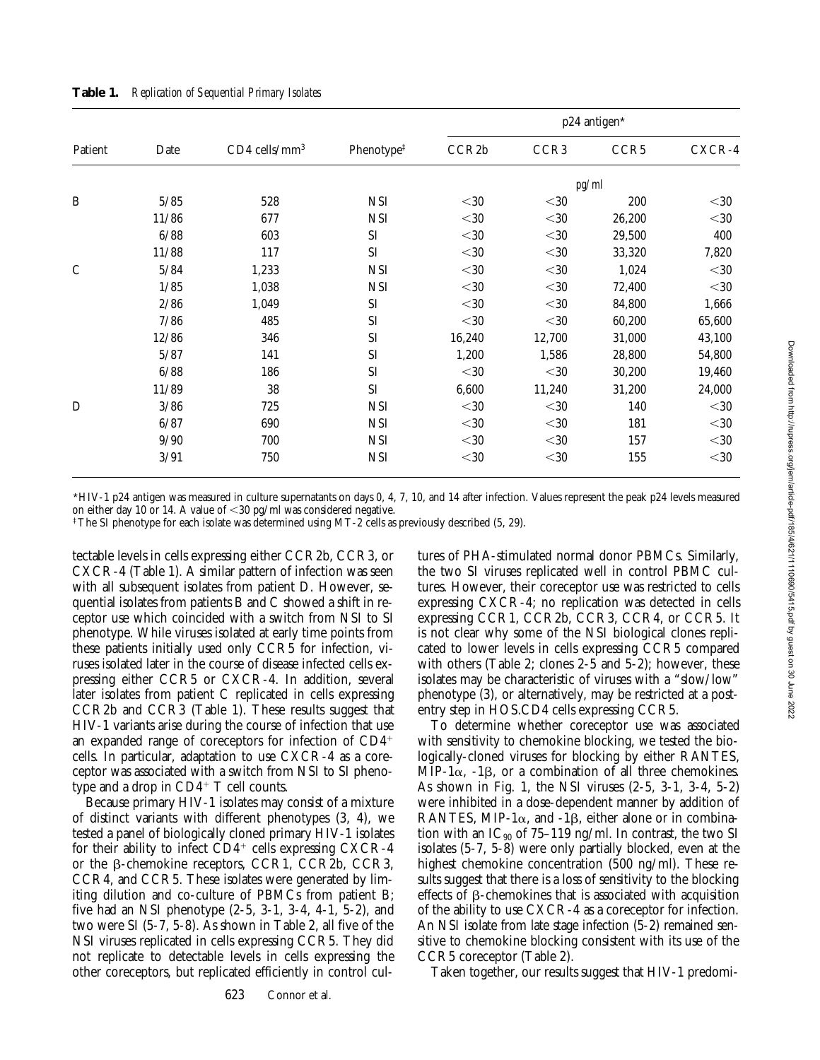**Table 1.** *Replication of Sequential Primary Isolates*

| Patient | Date | CD4 cells/mm[3] | Phenotype‡ | p24 antigen* | | | |
|---|---|---|---|---|---|---|---|
| | | | | CCR2b | CCR3 | CCR5 | CXCR-4 |
| | | | | pg/ml | | | |
| B | 5/85 | 528 | NSI | <30 | <30 | 200 | <30 |
| | 11/86 | 677 | NSI | <30 | <30 | 26,200 | <30 |
| | 6/88 | 603 | SI | <30 | <30 | 29,500 | 400 |
| | 11/88 | 117 | SI | <30 | <30 | 33,320 | 7,820 |
| C | 5/84 | 1,233 | NSI | <30 | <30 | 1,024 | <30 |
| | 1/85 | 1,038 | NSI | <30 | <30 | 72,400 | <30 |
| | 2/86 | 1,049 | SI | <30 | <30 | 84,800 | 1,666 |
| | 7/86 | 485 | SI | <30 | <30 | 60,200 | 65,600 |
| | 12/86 | 346 | SI | 16,240 | 12,700 | 31,000 | 43,100 |
| | 5/87 | 141 | SI | 1,200 | 1,586 | 28,800 | 54,800 |
| | 6/88 | 186 | SI | <30 | <30 | 30,200 | 19,460 |
| | 11/89 | 38 | SI | 6,600 | 11,240 | 31,200 | 24,000 |
| D | 3/86 | 725 | NSI | <30 | <30 | 140 | <30 |
| | 6/87 | 690 | NSI | <30 | <30 | 181 | <30 |
| | 9/90 | 700 | NSI | <30 | <30 | 157 | <30 |
| | 3/91 | 750 | NSI | <30 | <30 | 155 | <30 |

*HIV-1 p24 antigen was measured in culture supernatants on days 0, 4, 7, 10, and 14 after infection. Values represent the peak p24 levels measured on either day 10 or 14. A value of <30 pg/ml was considered negative.

‡The SI phenotype for each isolate was determined using MT-2 cells as previously described (5, 29).

tectable levels in cells expressing either CCR2b, CCR3, or CXCR-4 (Table 1). A similar pattern of infection was seen with all subsequent isolates from patient D. However, sequential isolates from patients B and C showed a shift in receptor use which coincided with a switch from NSI to SI phenotype. While viruses isolated at early time points from these patients initially used only CCR5 for infection, viruses isolated later in the course of disease infected cells expressing either CCR5 or CXCR-4. In addition, several later isolates from patient C replicated in cells expressing CCR2b and CCR3 (Table 1). These results suggest that HIV-1 variants arise during the course of infection that use an expanded range of coreceptors for infection of $CD4^+$ cells. In particular, adaptation to use CXCR-4 as a coreceptor was associated with a switch from NSI to SI phenotype and a drop in $CD4^+$ T cell counts.

Because primary HIV-1 isolates may consist of a mixture of distinct variants with different phenotypes (3, 4), we tested a panel of biologically cloned primary HIV-1 isolates for their ability to infect $CD4^+$ cells expressing CXCR-4 or the β-chemokine receptors, CCR1, CCR2b, CCR3, CCR4, and CCR5. These isolates were generated by limiting dilution and co-culture of PBMCs from patient B; five had an NSI phenotype (2-5, 3-1, 3-4, 4-1, 5-2), and two were SI (5-7, 5-8). As shown in Table 2, all five of the NSI viruses replicated in cells expressing CCR5. They did not replicate to detectable levels in cells expressing the other coreceptors, but replicated efficiently in control cultures of PHA-stimulated normal donor PBMCs. Similarly, the two SI viruses replicated well in control PBMC cultures. However, their coreceptor use was restricted to cells expressing CXCR-4; no replication was detected in cells expressing CCR1, CCR2b, CCR3, CCR4, or CCR5. It is not clear why some of the NSI biological clones replicated to lower levels in cells expressing CCR5 compared with others (Table 2; clones 2-5 and 5-2); however, these isolates may be characteristic of viruses with a "slow/low" phenotype (3), or alternatively, may be restricted at a postentry step in HOS.CD4 cells expressing CCR5.

To determine whether coreceptor use was associated with sensitivity to chemokine blocking, we tested the biologically-cloned viruses for blocking by either RANTES, MIP-1α, -1β, or a combination of all three chemokines. As shown in Fig. 1, the NSI viruses (2-5, 3-1, 3-4, 5-2) were inhibited in a dose-dependent manner by addition of RANTES, MIP-1α, and -1β, either alone or in combination with an $IC_{90}$ of 75–119 ng/ml. In contrast, the two SI isolates (5-7, 5-8) were only partially blocked, even at the highest chemokine concentration (500 ng/ml). These results suggest that there is a loss of sensitivity to the blocking effects of β-chemokines that is associated with acquisition of the ability to use CXCR-4 as a coreceptor for infection. An NSI isolate from late stage infection (5-2) remained sensitive to chemokine blocking consistent with its use of the CCR5 coreceptor (Table 2).

Taken together, our results suggest that HIV-1 predomi-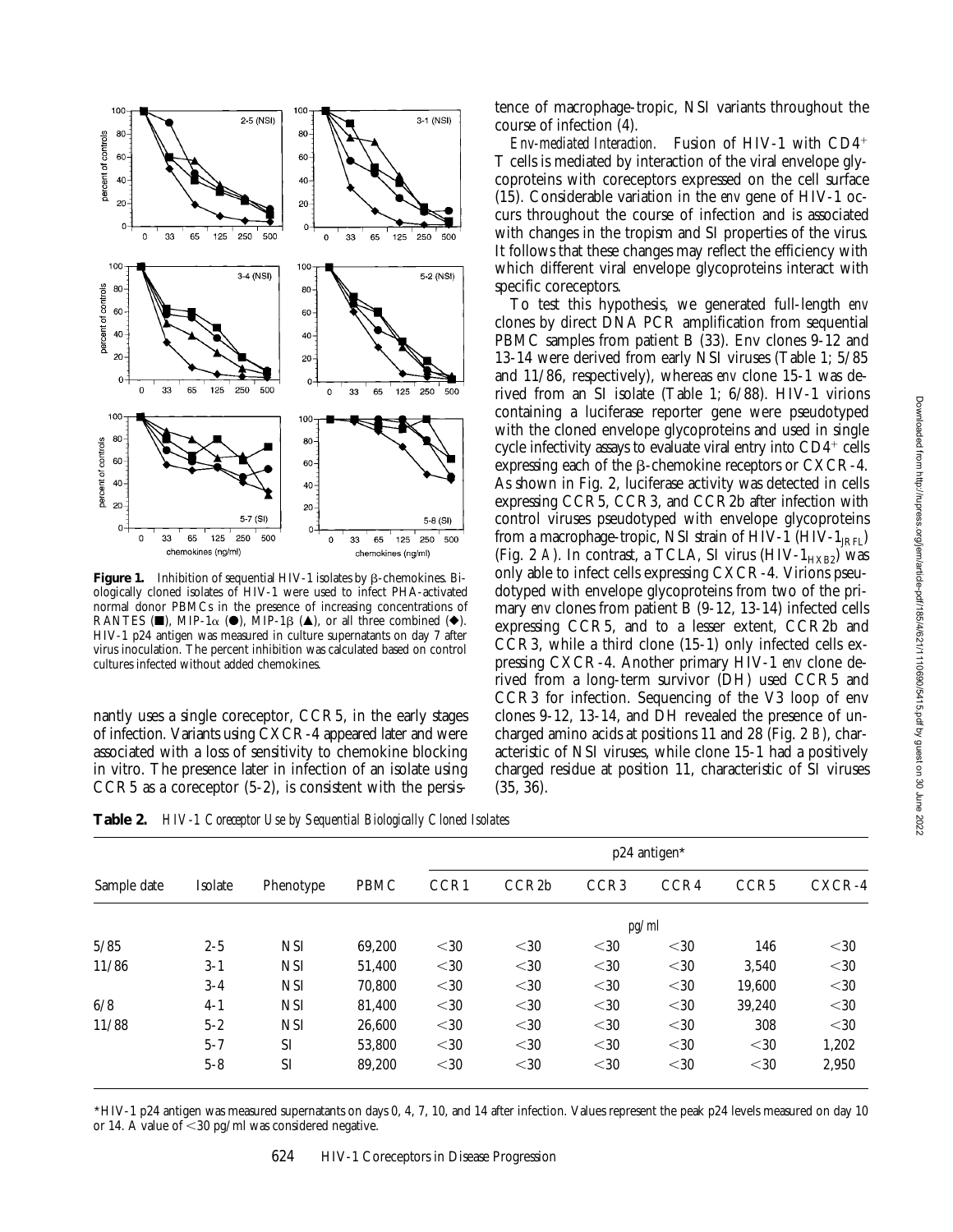**Figure 1.** Inhibition of sequential HIV-1 isolates by β-chemokines. Biologically cloned isolates of HIV-1 were used to infect PHA-activated normal donor PBMCs in the presence of increasing concentrations of RANTES (■), MIP-1α (●), MIP-1β (▲), or all three combined (◆). HIV-1 p24 antigen was measured in culture supernatants on day 7 after virus inoculation. The percent inhibition was calculated based on control cultures infected without added chemokines.

nantly uses a single coreceptor, CCR5, in the early stages of infection. Variants using CXCR-4 appeared later and were associated with a loss of sensitivity to chemokine blocking in vitro. The presence later in infection of an isolate using CCR5 as a coreceptor (5-2), is consistent with the persistence of macrophage-tropic, NSI variants throughout the course of infection (4).

*Env-mediated Interaction.* Fusion of HIV-1 with $CD4^+$ T cells is mediated by interaction of the viral envelope glycoproteins with coreceptors expressed on the cell surface (15). Considerable variation in the *env* gene of HIV-1 occurs throughout the course of infection and is associated with changes in the tropism and SI properties of the virus. It follows that these changes may reflect the efficiency with which different viral envelope glycoproteins interact with specific coreceptors.

To test this hypothesis, we generated full-length *env* clones by direct DNA PCR amplification from sequential PBMC samples from patient B (33). Env clones 9-12 and 13-14 were derived from early NSI viruses (Table 1; 5/85 and 11/86, respectively), whereas *env* clone 15-1 was derived from an SI isolate (Table 1; 6/88). HIV-1 virions containing a luciferase reporter gene were pseudotyped with the cloned envelope glycoproteins and used in single cycle infectivity assays to evaluate viral entry into $CD4^+$ cells expressing each of the β-chemokine receptors or CXCR-4. As shown in Fig. 2, luciferase activity was detected in cells expressing CCR5, CCR3, and CCR2b after infection with control viruses pseudotyped with envelope glycoproteins from a macrophage-tropic, NSI strain of HIV-1 (HIV-$1_{JRFL}$) (Fig. 2 *A*). In contrast, a TCLA, SI virus (HIV-$1_{HXB2}$) was only able to infect cells expressing CXCR-4. Virions pseudotyped with envelope glycoproteins from two of the primary *env* clones from patient B (9-12, 13-14) infected cells expressing CCR5, and to a lesser extent, CCR2b and CCR3, while a third clone (15-1) only infected cells expressing CXCR-4. Another primary HIV-1 *env* clone derived from a long-term survivor (DH) used CCR5 and CCR3 for infection. Sequencing of the V3 loop of env clones 9-12, 13-14, and DH revealed the presence of uncharged amino acids at positions 11 and 28 (Fig. 2 *B*), characteristic of NSI viruses, while clone 15-1 had a positively charged residue at position 11, characteristic of SI viruses (35, 36).

**Table 2.** *HIV-1 Coreceptor Use by Sequential Biologically Cloned Isolates*

| Sample date | Isolate | Phenotype | PBMC | p24 antigen* | | | | | |
|---|---|---|---|---|---|---|---|---|---|
| | | | | CCR1 | CCR2b | CCR3 | CCR4 | CCR5 | CXCR-4 |
| | | | | pg/ml | | | | | |
| 5/85 | 2-5 | NSI | 69,200 | <30 | <30 | <30 | <30 | 146 | <30 |
| 11/86 | 3-1 | NSI | 51,400 | <30 | <30 | <30 | <30 | 3,540 | <30 |
| | 3-4 | NSI | 70,800 | <30 | <30 | <30 | <30 | 19,600 | <30 |
| 6/8 | 4-1 | NSI | 81,400 | <30 | <30 | <30 | <30 | 39,240 | <30 |
| 11/88 | 5-2 | NSI | 26,600 | <30 | <30 | <30 | <30 | 308 | <30 |
| | 5-7 | SI | 53,800 | <30 | <30 | <30 | <30 | <30 | 1,202 |
| | 5-8 | SI | 89,200 | <30 | <30 | <30 | <30 | <30 | 2,950 |

*HIV-1 p24 antigen was measured supernatants on days 0, 4, 7, 10, and 14 after infection. Values represent the peak p24 levels measured on day 10 or 14. A value of <30 pg/ml was considered negative.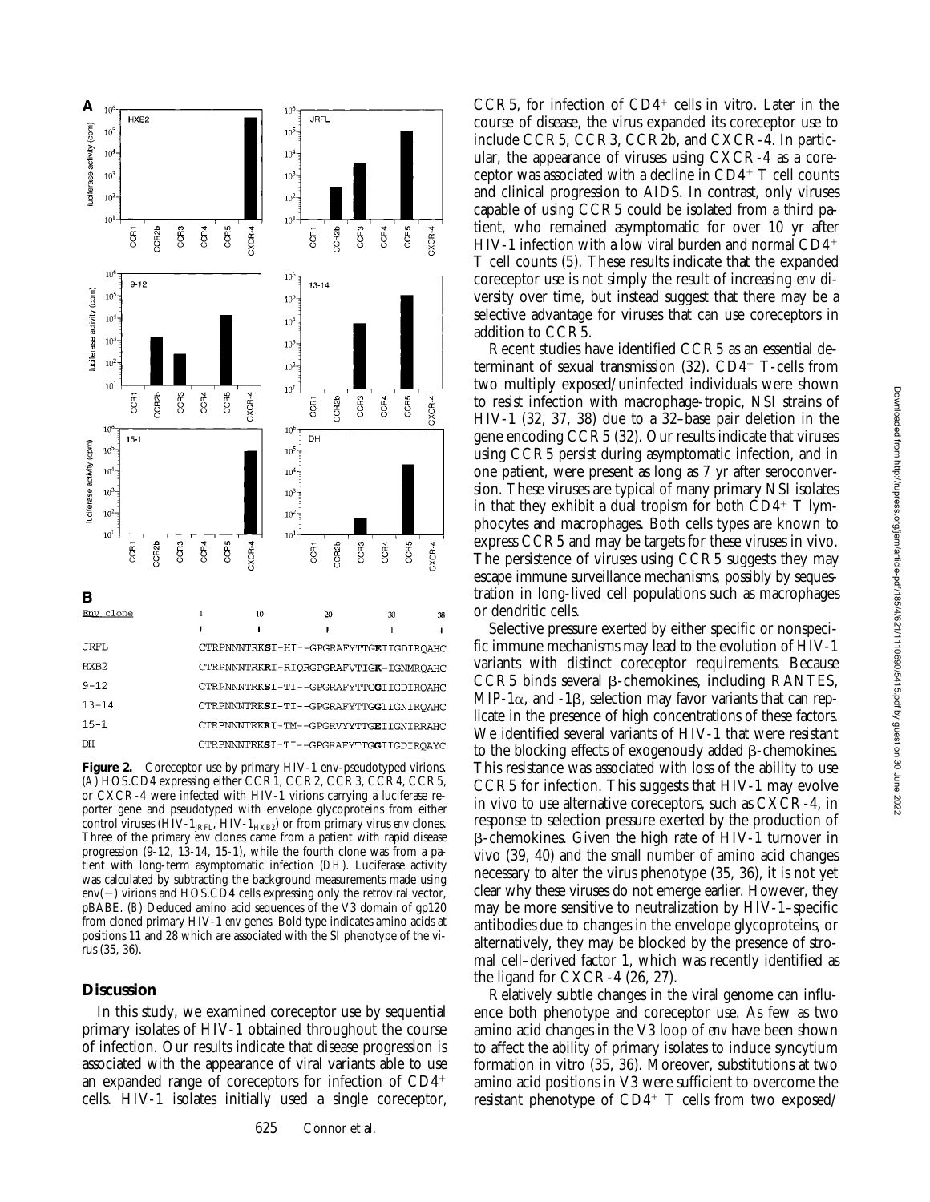**A**

**B**

| Env clone | 1 10 20 30 38 |
|---|---|
| JRFL | CTRPNNNTRKS I-HI--GPGRAFYTTGE IIGDIRQAHC |
| HXB2 | CTRPNNNTRKR I-RIQRGPGRAFVTIGK-IGNMRQAHC |
| 9-12 | CTRPNNNTRKS I-TI--GPGRAFYTTGG IIGDIRQAHC |
| 13-14 | CTRPNNNTRKS I-TI--GPGRAFYTTGG IIGNIRQAHC |
| 15-1 | CTRPNNNTRKR I-TM--GPGRVYYTTGE IIGNIRRAHC |
| DH | CTRPNNNTRKS I-TI--GPGRAFYTTGG IIGDIRQAYC |

**Figure 2.** Coreceptor use by primary HIV-1 env-pseudotyped virions. (A) HOS.CD4 expressing either CCR1, CCR2, CCR3, CCR4, CCR5, or CXCR-4 were infected with HIV-1 virions carrying a luciferase reporter gene and pseudotyped with envelope glycoproteins from either control viruses (HIV-$1_{JRFL}$, HIV-$1_{HXB2}$) or from primary virus *env* clones. Three of the primary *env* clones came from a patient with rapid disease progression (9-12, 13-14, 15-1), while the fourth clone was from a patient with long-term asymptomatic infection (DH). Luciferase activity was calculated by subtracting the background measurements made using env(−) virions and HOS.CD4 cells expressing only the retroviral vector, pBABE. (B) Deduced amino acid sequences of the V3 domain of gp120 from cloned primary HIV-1 *env* genes. Bold type indicates amino acids at positions 11 and 28 which are associated with the SI phenotype of the virus (35, 36).

## Discussion

In this study, we examined coreceptor use by sequential primary isolates of HIV-1 obtained throughout the course of infection. Our results indicate that disease progression is associated with the appearance of viral variants able to use an expanded range of coreceptors for infection of $CD4^+$ cells. HIV-1 isolates initially used a single coreceptor, CCR5, for infection of $CD4^+$ cells in vitro. Later in the course of disease, the virus expanded its coreceptor use to include CCR5, CCR3, CCR2b, and CXCR-4. In particular, the appearance of viruses using CXCR-4 as a coreceptor was associated with a decline in $CD4^+$ T cell counts and clinical progression to AIDS. In contrast, only viruses capable of using CCR5 could be isolated from a third patient, who remained asymptomatic for over 10 yr after HIV-1 infection with a low viral burden and normal $CD4^+$ T cell counts (5). These results indicate that the expanded coreceptor use is not simply the result of increasing *env* diversity over time, but instead suggest that there may be a selective advantage for viruses that can use coreceptors in addition to CCR5.

Recent studies have identified CCR5 as an essential determinant of sexual transmission (32). $CD4^+$ T-cells from two multiply exposed/uninfected individuals were shown to resist infection with macrophage-tropic, NSI strains of HIV-1 (32, 37, 38) due to a 32–base pair deletion in the gene encoding CCR5 (32). Our results indicate that viruses using CCR5 persist during asymptomatic infection, and in one patient, were present as long as 7 yr after seroconversion. These viruses are typical of many primary NSI isolates in that they exhibit a dual tropism for both $CD4^+$ T lymphocytes and macrophages. Both cells types are known to express CCR5 and may be targets for these viruses in vivo. The persistence of viruses using CCR5 suggests they may escape immune surveillance mechanisms, possibly by sequestration in long-lived cell populations such as macrophages or dendritic cells.

Selective pressure exerted by either specific or nonspecific immune mechanisms may lead to the evolution of HIV-1 variants with distinct coreceptor requirements. Because CCR5 binds several β-chemokines, including RANTES, MIP-1α, and -1β, selection may favor variants that can replicate in the presence of high concentrations of these factors. We identified several variants of HIV-1 that were resistant to the blocking effects of exogenously added β-chemokines. This resistance was associated with loss of the ability to use CCR5 for infection. This suggests that HIV-1 may evolve in vivo to use alternative coreceptors, such as CXCR-4, in response to selection pressure exerted by the production of β-chemokines. Given the high rate of HIV-1 turnover in vivo (39, 40) and the small number of amino acid changes necessary to alter the virus phenotype (35, 36), it is not yet clear why these viruses do not emerge earlier. However, they may be more sensitive to neutralization by HIV-1–specific antibodies due to changes in the envelope glycoproteins, or alternatively, they may be blocked by the presence of stromal cell–derived factor 1, which was recently identified as the ligand for CXCR-4 (26, 27).

Relatively subtle changes in the viral genome can influence both phenotype and coreceptor use. As few as two amino acid changes in the V3 loop of *env* have been shown to affect the ability of primary isolates to induce syncytium formation in vitro (35, 36). Moreover, substitutions at two amino acid positions in V3 were sufficient to overcome the resistant phenotype of $CD4^+$ T cells from two exposed/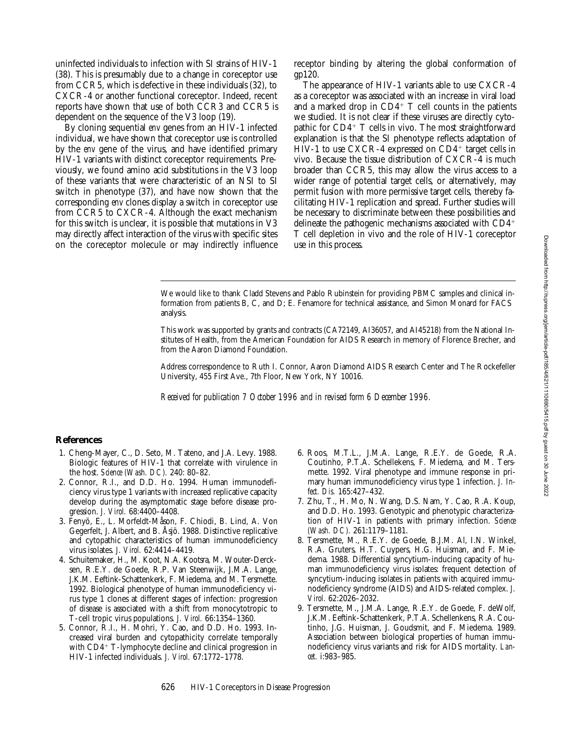uninfected individuals to infection with SI strains of HIV-1 (38). This is presumably due to a change in coreceptor use from CCR5, which is defective in these individuals (32), to CXCR-4 or another functional coreceptor. Indeed, recent reports have shown that use of both CCR3 and CCR5 is dependent on the sequence of the V3 loop (19).

By cloning sequential *env* genes from an HIV-1 infected individual, we have shown that coreceptor use is controlled by the *env* gene of the virus, and have identified primary HIV-1 variants with distinct coreceptor requirements. Previously, we found amino acid substitutions in the V3 loop of these variants that were characteristic of an NSI to SI switch in phenotype (37), and have now shown that the corresponding *env* clones display a switch in coreceptor use from CCR5 to CXCR-4. Although the exact mechanism for this switch is unclear, it is possible that mutations in V3 may directly affect interaction of the virus with specific sites on the coreceptor molecule or may indirectly influence receptor binding by altering the global conformation of gp120.

The appearance of HIV-1 variants able to use CXCR-4 as a coreceptor was associated with an increase in viral load and a marked drop in $CD4^+$ T cell counts in the patients we studied. It is not clear if these viruses are directly cytopathic for $CD4^+$ T cells in vivo. The most straightforward explanation is that the SI phenotype reflects adaptation of HIV-1 to use CXCR-4 expressed on $CD4^+$ target cells in vivo. Because the tissue distribution of CXCR-4 is much broader than CCR5, this may allow the virus access to a wider range of potential target cells, or alternatively, may permit fusion with more permissive target cells, thereby facilitating HIV-1 replication and spread. Further studies will be necessary to discriminate between these possibilities and delineate the pathogenic mechanisms associated with $CD4^+$ T cell depletion in vivo and the role of HIV-1 coreceptor use in this process.

---

We would like to thank Cladd Stevens and Pablo Rubinstein for providing PBMC samples and clinical information from patients B, C, and D; E. Fenamore for technical assistance, and Simon Monard for FACS analysis.

This work was supported by grants and contracts (CA72149, AI36057, and AI45218) from the National Institutes of Health, from the American Foundation for AIDS Research in memory of Florence Brecher, and from the Aaron Diamond Foundation.

Address correspondence to Ruth I. Connor, Aaron Diamond AIDS Research Center and The Rockefeller University, 455 First Ave., 7th Floor, New York, NY 10016.

*Received for publication 7 October 1996 and in revised form 6 December 1996.*

## References

1. Cheng-Mayer, C., D. Seto, M. Tateno, and J.A. Levy. 1988. Biologic features of HIV-1 that correlate with virulence in the host. *Science (Wash. DC).* 240: 80–82.
2. Connor, R.I., and D.D. Ho. 1994. Human immunodeficiency virus type 1 variants with increased replicative capacity develop during the asymptomatic stage before disease progression. *J. Virol.* 68:4400–4408.
3. Fenyö, E., L. Morfeldt-Måson, F. Chiodi, B. Lind, A. Von Gegerfelt, J. Albert, and B. Åsjö. 1988. Distinctive replicative and cytopathic characteristics of human immunodeficiency virus isolates. *J. Virol.* 62:4414–4419.
4. Schuitemaker, H., M. Koot, N.A. Kootsra, M. Wouter-Dercksen, R.E.Y. de Goede, R.P. Van Steenwijk, J.M.A. Lange, J.K.M. Eeftink-Schattenkerk, F. Miedema, and M. Tersmette. 1992. Biological phenotype of human immunodeficiency virus type 1 clones at different stages of infection: progression of disease is associated with a shift from monocytotropic to T-cell tropic virus populations. *J. Virol.* 66:1354–1360.
5. Connor, R.I., H. Mohri, Y. Cao, and D.D. Ho. 1993. Increased viral burden and cytopathicity correlate temporally with $CD4^+$ T-lymphocyte decline and clinical progression in HIV-1 infected individuals. *J. Virol.* 67:1772–1778.
6. Roos, M.T.L., J.M.A. Lange, R.E.Y. de Goede, R.A. Coutinho, P.T.A. Schellekens, F. Miedema, and M. Tersmette. 1992. Viral phenotype and immune response in primary human immunodeficiency virus type 1 infection. *J. Infect. Dis.* 165:427–432.
7. Zhu, T., H. Mo, N. Wang, D.S. Nam, Y. Cao, R.A. Koup, and D.D. Ho. 1993. Genotypic and phenotypic characterization of HIV-1 in patients with primary infection. *Science (Wash. DC).* 261:1179–1181.
8. Tersmette, M., R.E.Y. de Goede, B.J.M. Al, I.N. Winkel, R.A. Gruters, H.T. Cuypers, H.G. Huisman, and F. Miedema. 1988. Differential syncytium-inducing capacity of human immunodeficiency virus isolates: frequent detection of syncytium-inducing isolates in patients with acquired immunodeficiency syndrome (AIDS) and AIDS-related complex. *J. Virol.* 62:2026–2032.
9. Tersmette, M., J.M.A. Lange, R.E.Y. de Goede, F. deWolf, J.K.M. Eeftink-Schattenkerk, P.T.A. Schellenkens, R.A. Coutinho, J.G. Huisman, J. Goudsmit, and F. Miedema. 1989. Association between biological properties of human immunodeficiency virus variants and risk for AIDS mortality. *Lancet.* i:983–985.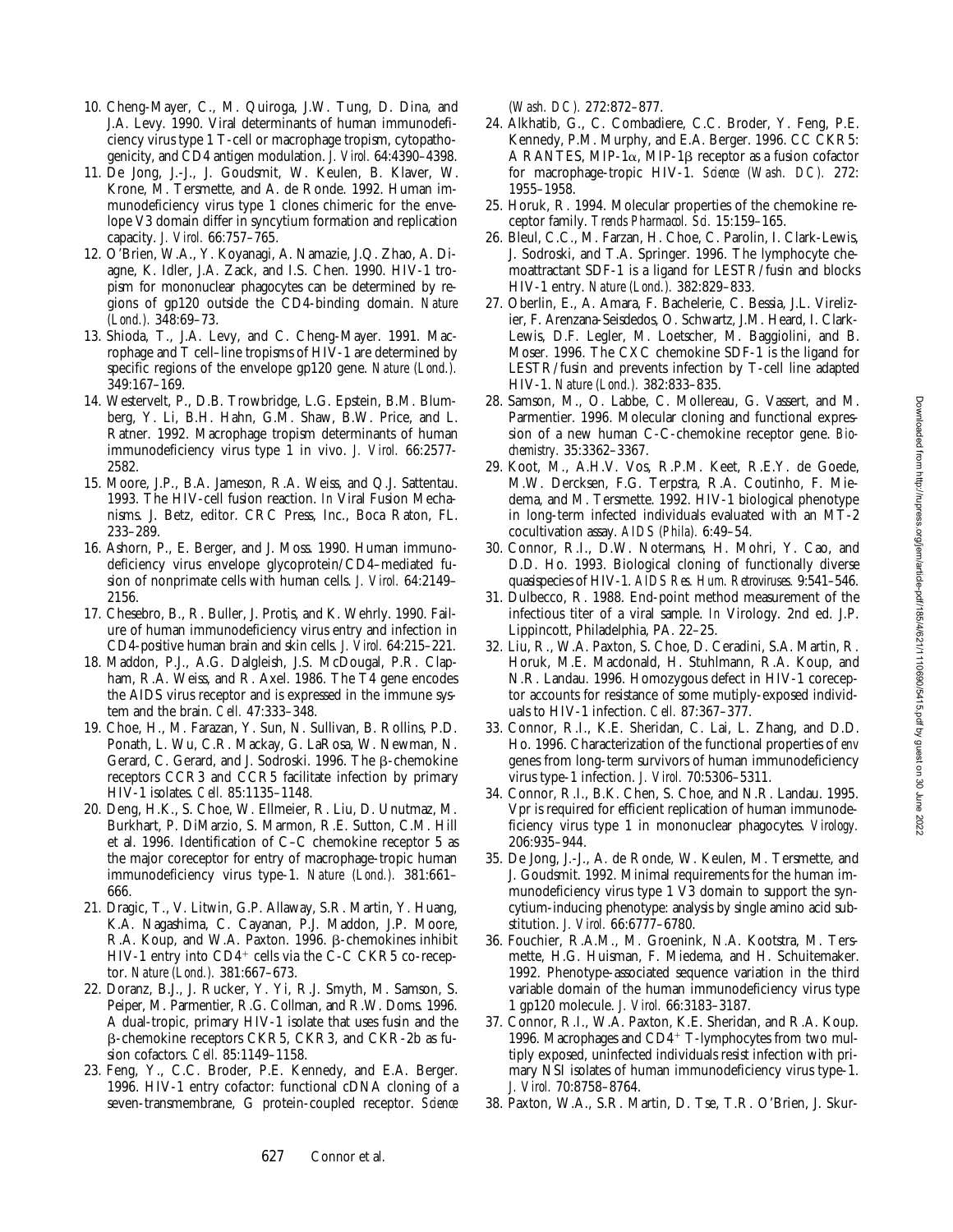10. Cheng-Mayer, C., M. Quiroga, J.W. Tung, D. Dina, and J.A. Levy. 1990. Viral determinants of human immunodeficiency virus type 1 T-cell or macrophage tropism, cytopathogenicity, and CD4 antigen modulation. *J. Virol.* 64:4390–4398.
11. De Jong, J.-J., J. Goudsmit, W. Keulen, B. Klaver, W. Krone, M. Tersmette, and A. de Ronde. 1992. Human immunodeficiency virus type 1 clones chimeric for the envelope V3 domain differ in syncytium formation and replication capacity. *J. Virol.* 66:757–765.
12. O'Brien, W.A., Y. Koyanagi, A. Namazie, J.Q. Zhao, A. Diagne, K. Idler, J.A. Zack, and I.S. Chen. 1990. HIV-1 tropism for mononuclear phagocytes can be determined by regions of gp120 outside the CD4-binding domain. *Nature (Lond.).* 348:69–73.
13. Shioda, T., J.A. Levy, and C. Cheng-Mayer. 1991. Macrophage and T cell–line tropisms of HIV-1 are determined by specific regions of the envelope gp120 gene. *Nature (Lond.).* 349:167–169.
14. Westervelt, P., D.B. Trowbridge, L.G. Epstein, B.M. Blumberg, Y. Li, B.H. Hahn, G.M. Shaw, B.W. Price, and L. Ratner. 1992. Macrophage tropism determinants of human immunodeficiency virus type 1 in vivo. *J. Virol.* 66:2577-2582.
15. Moore, J.P., B.A. Jameson, R.A. Weiss, and Q.J. Sattentau. 1993. The HIV-cell fusion reaction. *In* Viral Fusion Mechanisms. J. Betz, editor. CRC Press, Inc., Boca Raton, FL. 233–289.
16. Ashorn, P., E. Berger, and J. Moss. 1990. Human immunodeficiency virus envelope glycoprotein/CD4–mediated fusion of nonprimate cells with human cells. *J. Virol.* 64:2149–2156.
17. Chesebro, B., R. Buller, J. Protis, and K. Wehrly. 1990. Failure of human immunodeficiency virus entry and infection in CD4-positive human brain and skin cells. *J. Virol.* 64:215–221.
18. Maddon, P.J., A.G. Dalgleish, J.S. McDougal, P.R. Clapham, R.A. Weiss, and R. Axel. 1986. The T4 gene encodes the AIDS virus receptor and is expressed in the immune system and the brain. *Cell.* 47:333–348.
19. Choe, H., M. Farazan, Y. Sun, N. Sullivan, B. Rollins, P.D. Ponath, L. Wu, C.R. Mackay, G. LaRosa, W. Newman, N. Gerard, C. Gerard, and J. Sodroski. 1996. The β-chemokine receptors CCR3 and CCR5 facilitate infection by primary HIV-1 isolates. *Cell.* 85:1135–1148.
20. Deng, H.K., S. Choe, W. Ellmeier, R. Liu, D. Unutmaz, M. Burkhart, P. DiMarzio, S. Marmon, R.E. Sutton, C.M. Hill et al. 1996. Identification of C–C chemokine receptor 5 as the major coreceptor for entry of macrophage-tropic human immunodeficiency virus type-1. *Nature (Lond.).* 381:661–666.
21. Dragic, T., V. Litwin, G.P. Allaway, S.R. Martin, Y. Huang, K.A. Nagashima, C. Cayanan, P.J. Maddon, J.P. Moore, R.A. Koup, and W.A. Paxton. 1996. β-chemokines inhibit HIV-1 entry into CD4+ cells via the C-C CKR5 co-receptor. *Nature (Lond.).* 381:667–673.
22. Doranz, B.J., J. Rucker, Y. Yi, R.J. Smyth, M. Samson, S. Peiper, M. Parmentier, R.G. Collman, and R.W. Doms. 1996. A dual-tropic, primary HIV-1 isolate that uses fusin and the β-chemokine receptors CKR5, CKR3, and CKR-2b as fusion cofactors. *Cell.* 85:1149–1158.
23. Feng, Y., C.C. Broder, P.E. Kennedy, and E.A. Berger. 1996. HIV-1 entry cofactor: functional cDNA cloning of a seven-transmembrane, G protein-coupled receptor. *Science (Wash. DC).* 272:872–877.
24. Alkhatib, G., C. Combadiere, C.C. Broder, Y. Feng, P.E. Kennedy, P.M. Murphy, and E.A. Berger. 1996. CC CKR5: A RANTES, MIP-1α, MIP-1β receptor as a fusion cofactor for macrophage-tropic HIV-1. *Science (Wash. DC).* 272: 1955–1958.
25. Horuk, R. 1994. Molecular properties of the chemokine receptor family. *Trends Pharmacol. Sci.* 15:159–165.
26. Bleul, C.C., M. Farzan, H. Choe, C. Parolin, I. Clark-Lewis, J. Sodroski, and T.A. Springer. 1996. The lymphocyte chemoattractant SDF-1 is a ligand for LESTR/fusin and blocks HIV-1 entry. *Nature (Lond.).* 382:829–833.
27. Oberlin, E., A. Amara, F. Bachelerie, C. Bessia, J.L. Virelizier, F. Arenzana-Seisdedos, O. Schwartz, J.M. Heard, I. Clark-Lewis, D.F. Legler, M. Loetscher, M. Baggiolini, and B. Moser. 1996. The CXC chemokine SDF-1 is the ligand for LESTR/fusin and prevents infection by T-cell line adapted HIV-1. *Nature (Lond.).* 382:833–835.
28. Samson, M., O. Labbe, C. Mollereau, G. Vassert, and M. Parmentier. 1996. Molecular cloning and functional expression of a new human C-C-chemokine receptor gene. *Biochemistry.* 35:3362–3367.
29. Koot, M., A.H.V. Vos, R.P.M. Keet, R.E.Y. de Goede, M.W. Dercksen, F.G. Terpstra, R.A. Coutinho, F. Miedema, and M. Tersmette. 1992. HIV-1 biological phenotype in long-term infected individuals evaluated with an MT-2 cocultivation assay. *AIDS (Phila).* 6:49–54.
30. Connor, R.I., D.W. Notermans, H. Mohri, Y. Cao, and D.D. Ho. 1993. Biological cloning of functionally diverse quasispecies of HIV-1. *AIDS Res. Hum. Retroviruses.* 9:541–546.
31. Dulbecco, R. 1988. End-point method measurement of the infectious titer of a viral sample. *In* Virology. 2nd ed. J.P. Lippincott, Philadelphia, PA. 22–25.
32. Liu, R., W.A. Paxton, S. Choe, D. Ceradini, S.A. Martin, R. Horuk, M.E. Macdonald, H. Stuhlmann, R.A. Koup, and N.R. Landau. 1996. Homozygous defect in HIV-1 coreceptor accounts for resistance of some mutiply-exposed individuals to HIV-1 infection. *Cell.* 87:367–377.
33. Connor, R.I., K.E. Sheridan, C. Lai, L. Zhang, and D.D. Ho. 1996. Characterization of the functional properties of *env* genes from long-term survivors of human immunodeficiency virus type-1 infection. *J. Virol.* 70:5306–5311.
34. Connor, R.I., B.K. Chen, S. Choe, and N.R. Landau. 1995. Vpr is required for efficient replication of human immunodeficiency virus type 1 in mononuclear phagocytes. *Virology.* 206:935–944.
35. De Jong, J.-J., A. de Ronde, W. Keulen, M. Tersmette, and J. Goudsmit. 1992. Minimal requirements for the human immunodeficiency virus type 1 V3 domain to support the syncytium-inducing phenotype: analysis by single amino acid substitution. *J. Virol.* 66:6777–6780.
36. Fouchier, R.A.M., M. Groenink, N.A. Kootstra, M. Tersmette, H.G. Huisman, F. Miedema, and H. Schuitemaker. 1992. Phenotype-associated sequence variation in the third variable domain of the human immunodeficiency virus type 1 gp120 molecule. *J. Virol.* 66:3183–3187.
37. Connor, R.I., W.A. Paxton, K.E. Sheridan, and R.A. Koup. 1996. Macrophages and CD4+ T-lymphocytes from two multiply exposed, uninfected individuals resist infection with primary NSI isolates of human immunodeficiency virus type-1. *J. Virol.* 70:8758–8764.
38. Paxton, W.A., S.R. Martin, D. Tse, T.R. O'Brien, J. Skur-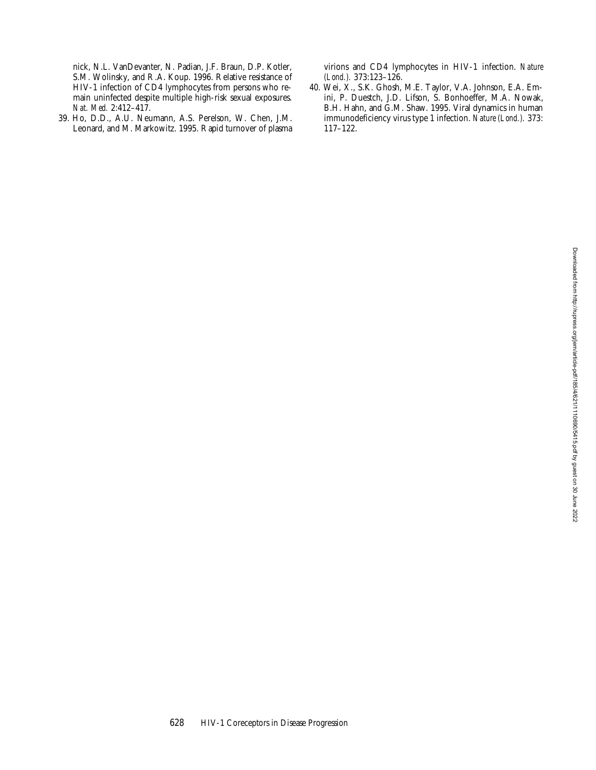nick, N.L. VanDevanter, N. Padian, J.F. Braun, D.P. Kotler, S.M. Wolinsky, and R.A. Koup. 1996. Relative resistance of HIV-1 infection of CD4 lymphocytes from persons who remain uninfected despite multiple high-risk sexual exposures. *Nat. Med.* 2:412–417.

39. Ho, D.D., A.U. Neumann, A.S. Perelson, W. Chen, J.M. Leonard, and M. Markowitz. 1995. Rapid turnover of plasma virions and CD4 lymphocytes in HIV-1 infection. *Nature (Lond.).* 373:123–126.

40. Wei, X., S.K. Ghosh, M.E. Taylor, V.A. Johnson, E.A. Emini, P. Duestch, J.D. Lifson, S. Bonhoeffer, M.A. Nowak, B.H. Hahn, and G.M. Shaw. 1995. Viral dynamics in human immunodeficiency virus type 1 infection. *Nature (Lond.).* 373: 117–122.